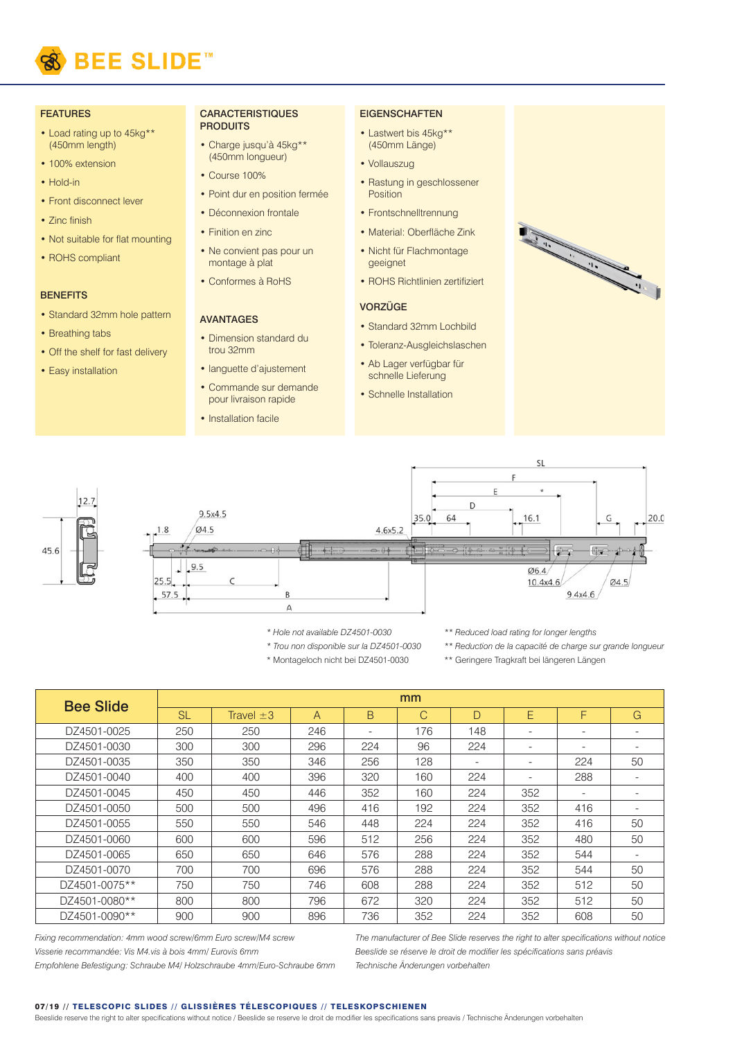# BEE SLIDE™

## FEATURES

- Load rating up to 45kg** (450mm length)
- 100% extension
- Hold-in
- Front disconnect lever
- Zinc finish
- Not suitable for flat mounting
- ROHS compliant

## BENEFITS

- Standard 32mm hole pattern
- Breathing tabs
- Off the shelf for fast delivery
- Easy installation

## CARACTERISTIQUES PRODUITS

- Charge jusqu'à 45kg** (450mm longueur)
- Course 100%
- Point dur en position fermée
- Déconnexion frontale
- Finition en zinc
- Ne convient pas pour un montage à plat
- Conformes à RoHS

## AVANTAGES

- Dimension standard du trou 32mm
- languette d'ajustement
- Commande sur demande pour livraison rapide
- Installation facile

## EIGENSCHAFTEN

- Lastwert bis 45kg** (450mm Länge)
- Vollauszug
- Rastung in geschlossener Position
- Frontschnelltrennung
- Material: Oberfläche Zink
- Nicht für Flachmontage geeignet
- ROHS Richtlinien zertifiziert

## VORZÜGE

- Standard 32mm Lochbild
- Toleranz-Ausgleichslaschen
- Ab Lager verfügbar für schnelle Lieferung
- Schnelle Installation

*\* Hole not available DZ4501-0030*
*\* Trou non disponible sur la DZ4501-0030*
\* Montageloch nicht bei DZ4501-0030

*\*\* Reduced load rating for longer lengths*
*\*\* Reduction de la capacité de charge sur grande longueur*
\*\* Geringere Tragkraft bei längeren Längen

| Bee Slide | mm | | | | | | | | |
|---|---|---|---|---|---|---|---|---|---|
| | SL | Travel ±3 | A | B | C | D | E | F | G |
| DZ4501-0025 | 250 | 250 | 246 | - | 176 | 148 | - | - | - |
| DZ4501-0030 | 300 | 300 | 296 | 224 | 96 | 224 | - | - | - |
| DZ4501-0035 | 350 | 350 | 346 | 256 | 128 | - | - | 224 | 50 |
| DZ4501-0040 | 400 | 400 | 396 | 320 | 160 | 224 | - | 288 | - |
| DZ4501-0045 | 450 | 450 | 446 | 352 | 160 | 224 | 352 | - | - |
| DZ4501-0050 | 500 | 500 | 496 | 416 | 192 | 224 | 352 | 416 | - |
| DZ4501-0055 | 550 | 550 | 546 | 448 | 224 | 224 | 352 | 416 | 50 |
| DZ4501-0060 | 600 | 600 | 596 | 512 | 256 | 224 | 352 | 480 | 50 |
| DZ4501-0065 | 650 | 650 | 646 | 576 | 288 | 224 | 352 | 544 | - |
| DZ4501-0070 | 700 | 700 | 696 | 576 | 288 | 224 | 352 | 544 | 50 |
| DZ4501-0075** | 750 | 750 | 746 | 608 | 288 | 224 | 352 | 512 | 50 |
| DZ4501-0080** | 800 | 800 | 796 | 672 | 320 | 224 | 352 | 512 | 50 |
| DZ4501-0090** | 900 | 900 | 896 | 736 | 352 | 224 | 352 | 608 | 50 |

*Fixing recommendation: 4mm wood screw/6mm Euro screw/M4 screw*
*Visserie recommandée: Vis M4.vis à bois 4mm/ Eurovis 6mm*
*Empfohlene Befestigung: Schraube M4/ Holzschraube 4mm/Euro-Schraube 6mm*

*The manufacturer of Bee Slide reserves the right to alter specifications without notice*
*Beeslide se réserve le droit de modifier les spécifications sans préavis*
*Technische Änderungen vorbehalten*

**07/19 // TELESCOPIC SLIDES // GLISSIÈRES TÉLESCOPIQUES // TELESKOPSCHIENEN**

Beeslide reserve the right to alter specifications without notice / Beeslide se reserve le droit de modifier les specifications sans preavis / Technische Änderungen vorbehalten